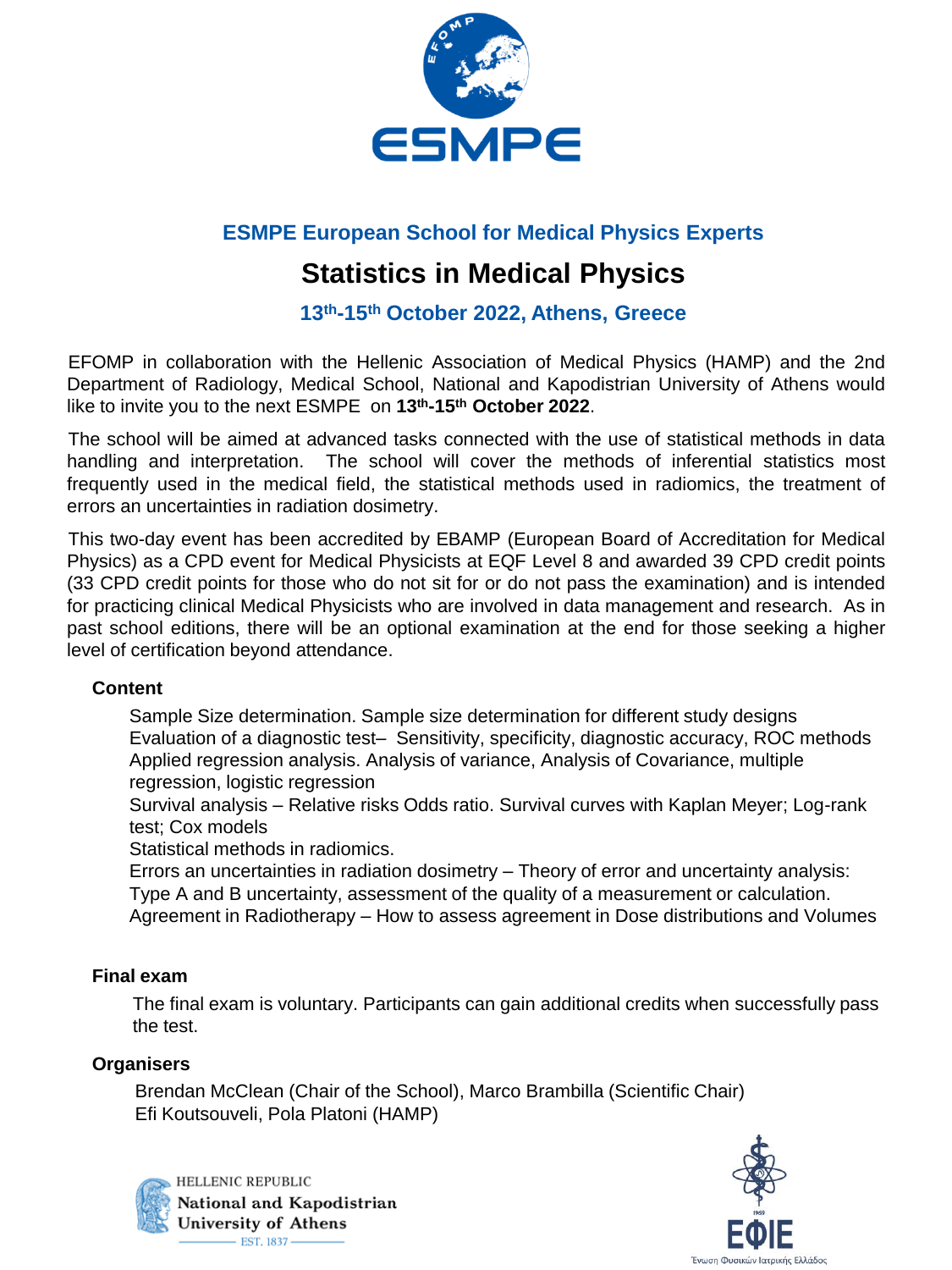ESMPE

## ESMPE European School for Medical Physics Experts

# Statistics in Medical Physics

### 13th-15th October 2022, Athens, Greece

EFOMP in collaboration with the Hellenic Association of Medical Physics (HAMP) and the 2nd Department of Radiology, Medical School, National and Kapodistrian University of Athens would like to invite you to the next ESMPE on **13th-15th October 2022**.

The school will be aimed at advanced tasks connected with the use of statistical methods in data handling and interpretation. The school will cover the methods of inferential statistics most frequently used in the medical field, the statistical methods used in radiomics, the treatment of errors an uncertainties in radiation dosimetry.

This two-day event has been accredited by EBAMP (European Board of Accreditation for Medical Physics) as a CPD event for Medical Physicists at EQF Level 8 and awarded 39 CPD credit points (33 CPD credit points for those who do not sit for or do not pass the examination) and is intended for practicing clinical Medical Physicists who are involved in data management and research. As in past school editions, there will be an optional examination at the end for those seeking a higher level of certification beyond attendance.

**Content**

Sample Size determination. Sample size determination for different study designs
Evaluation of a diagnostic test– Sensitivity, specificity, diagnostic accuracy, ROC methods
Applied regression analysis. Analysis of variance, Analysis of Covariance, multiple regression, logistic regression
Survival analysis – Relative risks Odds ratio. Survival curves with Kaplan Meyer; Log-rank test; Cox models
Statistical methods in radiomics.
Errors an uncertainties in radiation dosimetry – Theory of error and uncertainty analysis: Type A and B uncertainty, assessment of the quality of a measurement or calculation.
Agreement in Radiotherapy – How to assess agreement in Dose distributions and Volumes

**Final exam**

The final exam is voluntary. Participants can gain additional credits when successfully pass the test.

**Organisers**

Brendan McClean (Chair of the School), Marco Brambilla (Scientific Chair)
Efi Koutsouveli, Pola Platoni (HAMP)

HELLENIC REPUBLIC
National and Kapodistrian University of Athens
EST. 1837

ΕΦΙΕ
Ένωση Φυσικών Ιατρικής Ελλάδος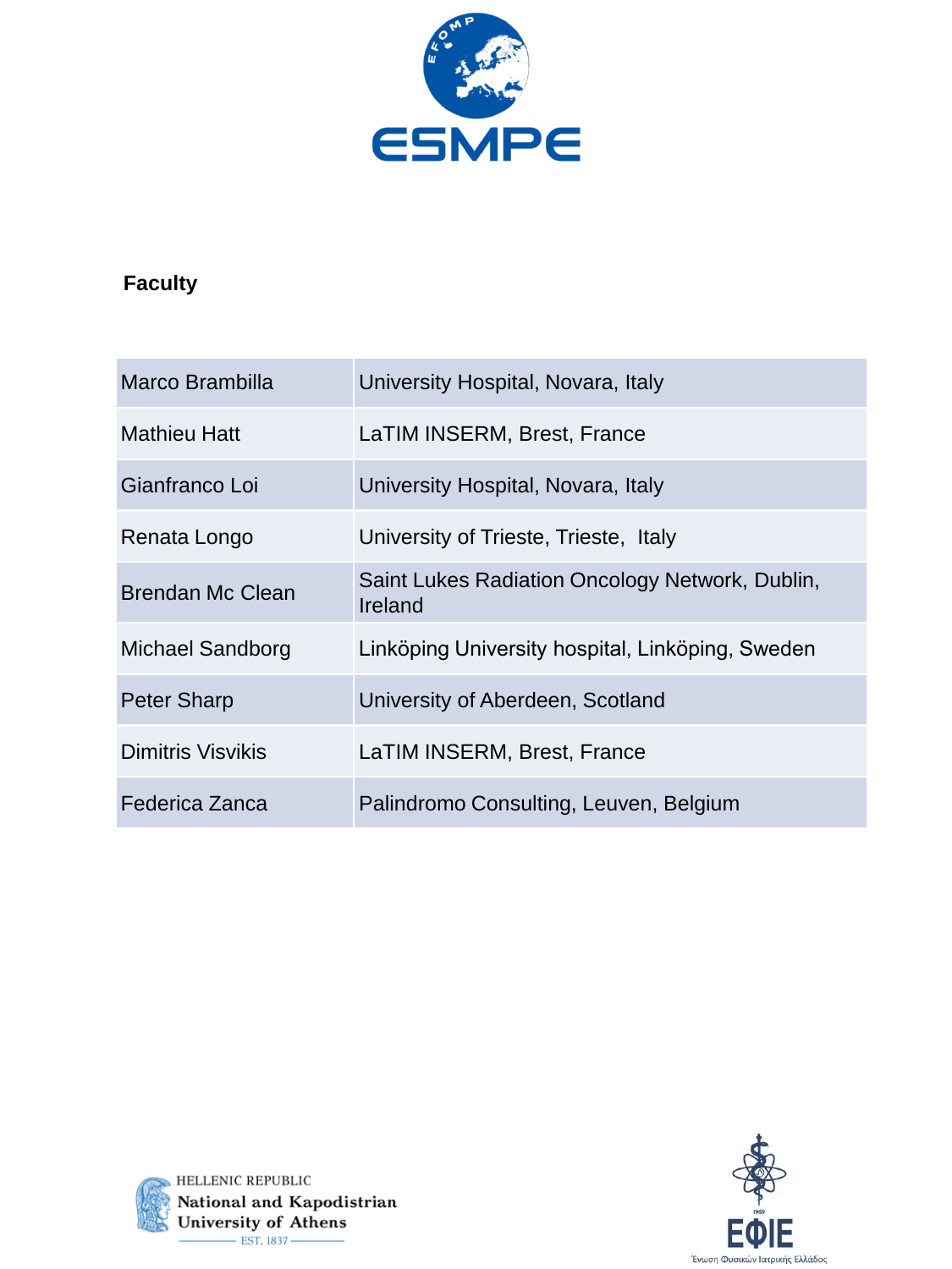ESMPE

## Faculty

| | |
|---|---|
| Marco Brambilla | University Hospital, Novara, Italy |
| Mathieu Hatt | LaTIM INSERM, Brest, France |
| Gianfranco Loi | University Hospital, Novara, Italy |
| Renata Longo | University of Trieste, Trieste, Italy |
| Brendan Mc Clean | Saint Lukes Radiation Oncology Network, Dublin, Ireland |
| Michael Sandborg | Linköping University hospital, Linköping, Sweden |
| Peter Sharp | University of Aberdeen, Scotland |
| Dimitris Visvikis | LaTIM INSERM, Brest, France |
| Federica Zanca | Palindromo Consulting, Leuven, Belgium |

HELLENIC REPUBLIC
National and Kapodistrian University of Athens
EST. 1837

ΕΦΙΕ
Ένωση Φυσικών Ιατρικής Ελλάδος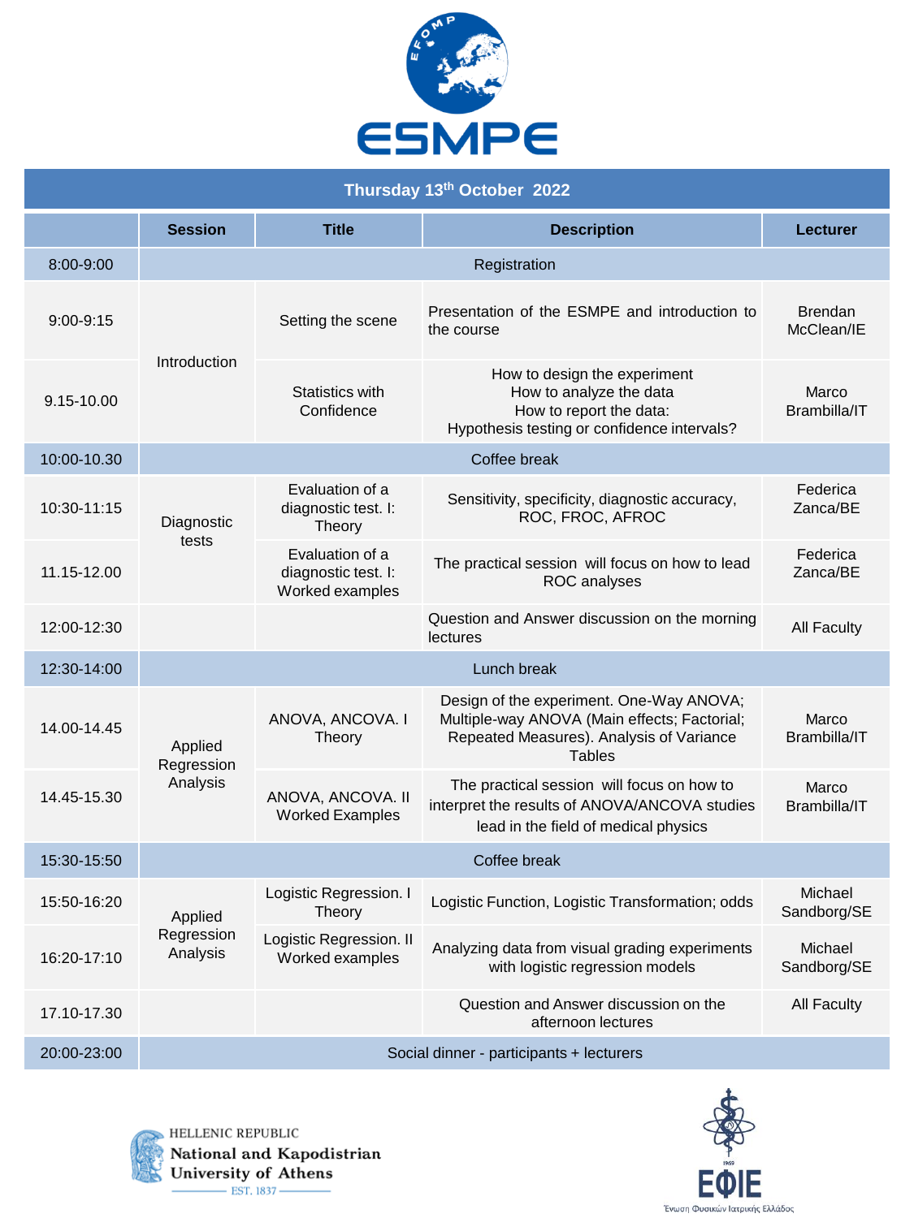# ESMPE

## Thursday 13th October 2022

| | Session | Title | Description | Lecturer |
|---|---|---|---|---|
| 8:00-9:00 | Registration | | | |
| 9:00-9:15 | Introduction | Setting the scene | Presentation of the ESMPE and introduction to the course | Brendan McClean/IE |
| 9.15-10.00 | | Statistics with Confidence | How to design the experiment<br>How to analyze the data<br>How to report the data:<br>Hypothesis testing or confidence intervals? | Marco Brambilla/IT |
| 10:00-10.30 | Coffee break | | | |
| 10:30-11:15 | Diagnostic tests | Evaluation of a diagnostic test. I: Theory | Sensitivity, specificity, diagnostic accuracy, ROC, FROC, AFROC | Federica Zanca/BE |
| 11.15-12.00 | | Evaluation of a diagnostic test. I: Worked examples | The practical session will focus on how to lead ROC analyses | Federica Zanca/BE |
| 12:00-12:30 | | | Question and Answer discussion on the morning lectures | All Faculty |
| 12:30-14:00 | Lunch break | | | |
| 14.00-14.45 | Applied Regression Analysis | ANOVA, ANCOVA. I Theory | Design of the experiment. One-Way ANOVA; Multiple-way ANOVA (Main effects; Factorial; Repeated Measures). Analysis of Variance Tables | Marco Brambilla/IT |
| 14.45-15.30 | | ANOVA, ANCOVA. II Worked Examples | The practical session will focus on how to interpret the results of ANOVA/ANCOVA studies lead in the field of medical physics | Marco Brambilla/IT |
| 15:30-15:50 | Coffee break | | | |
| 15:50-16:20 | Applied Regression Analysis | Logistic Regression. I Theory | Logistic Function, Logistic Transformation; odds | Michael Sandborg/SE |
| 16:20-17:10 | | Logistic Regression. II Worked examples | Analyzing data from visual grading experiments with logistic regression models | Michael Sandborg/SE |
| 17.10-17.30 | | | Question and Answer discussion on the afternoon lectures | All Faculty |
| 20:00-23:00 | Social dinner - participants + lecturers | | | |

HELLENIC REPUBLIC
National and Kapodistrian University of Athens
EST. 1837

ΕΦΙΕ
Ένωση Φυσικών Ιατρικής Ελλάδος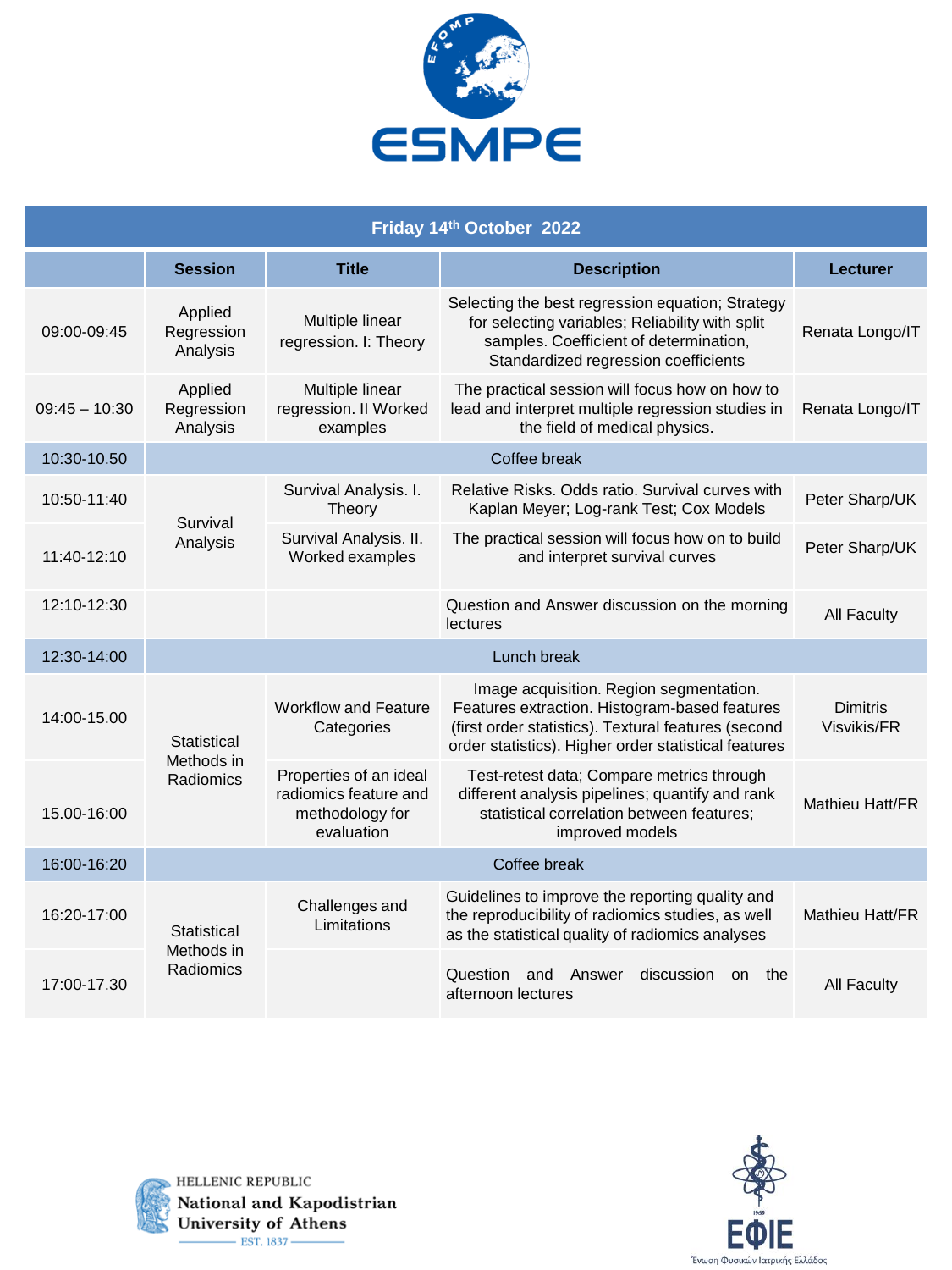# ESMPE

| Friday 14th October 2022 | | | | |
|---|---|---|---|---|
| | **Session** | **Title** | **Description** | **Lecturer** |
| 09:00-09:45 | Applied Regression Analysis | Multiple linear regression. I: Theory | Selecting the best regression equation; Strategy for selecting variables; Reliability with split samples. Coefficient of determination, Standardized regression coefficients | Renata Longo/IT |
| 09:45 – 10:30 | Applied Regression Analysis | Multiple linear regression. II Worked examples | The practical session will focus how on how to lead and interpret multiple regression studies in the field of medical physics. | Renata Longo/IT |
| 10:30-10.50 | Coffee break | | | |
| 10:50-11:40 | Survival Analysis | Survival Analysis. I. Theory | Relative Risks. Odds ratio. Survival curves with Kaplan Meyer; Log-rank Test; Cox Models | Peter Sharp/UK |
| 11:40-12:10 | | Survival Analysis. II. Worked examples | The practical session will focus how on to build and interpret survival curves | Peter Sharp/UK |
| 12:10-12:30 | | | Question and Answer discussion on the morning lectures | All Faculty |
| 12:30-14:00 | Lunch break | | | |
| 14:00-15.00 | Statistical Methods in Radiomics | Workflow and Feature Categories | Image acquisition. Region segmentation. Features extraction. Histogram-based features (first order statistics). Textural features (second order statistics). Higher order statistical features | Dimitris Visvikis/FR |
| 15.00-16:00 | | Properties of an ideal radiomics feature and methodology for evaluation | Test-retest data; Compare metrics through different analysis pipelines; quantify and rank statistical correlation between features; improved models | Mathieu Hatt/FR |
| 16:00-16:20 | Coffee break | | | |
| 16:20-17:00 | Statistical Methods in Radiomics | Challenges and Limitations | Guidelines to improve the reporting quality and the reproducibility of radiomics studies, as well as the statistical quality of radiomics analyses | Mathieu Hatt/FR |
| 17:00-17.30 | | | Question and Answer discussion on the afternoon lectures | All Faculty |

HELLENIC REPUBLIC
National and Kapodistrian University of Athens
EST. 1837

ΕΦΙΕ
Ένωση Φυσικών Ιατρικής Ελλάδος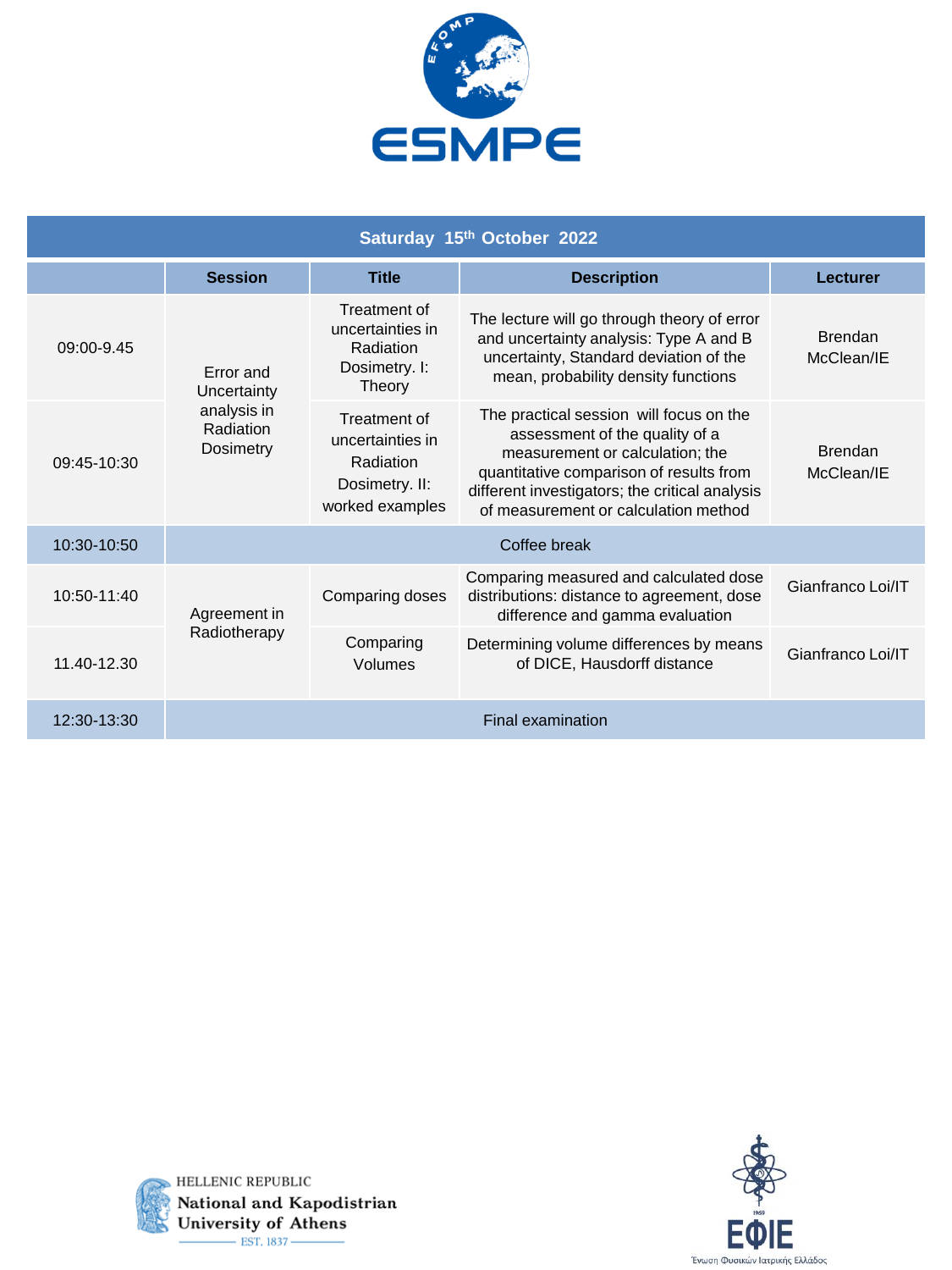ESMPE

| Saturday 15th October 2022 | | | | |
|---|---|---|---|---|
| | **Session** | **Title** | **Description** | **Lecturer** |
| 09:00-9.45 | Error and Uncertainty analysis in Radiation Dosimetry | Treatment of uncertainties in Radiation Dosimetry. I: Theory | The lecture will go through theory of error and uncertainty analysis: Type A and B uncertainty, Standard deviation of the mean, probability density functions | Brendan McClean/IE |
| 09:45-10:30 | | Treatment of uncertainties in Radiation Dosimetry. II: worked examples | The practical session will focus on the assessment of the quality of a measurement or calculation; the quantitative comparison of results from different investigators; the critical analysis of measurement or calculation method | Brendan McClean/IE |
| 10:30-10:50 | Coffee break | | | |
| 10:50-11:40 | Agreement in Radiotherapy | Comparing doses | Comparing measured and calculated dose distributions: distance to agreement, dose difference and gamma evaluation | Gianfranco Loi/IT |
| 11.40-12.30 | | Comparing Volumes | Determining volume differences by means of DICE, Hausdorff distance | Gianfranco Loi/IT |
| 12:30-13:30 | Final examination | | | |

HELLENIC REPUBLIC
National and Kapodistrian University of Athens
EST. 1837

ΕΦΙΕ
Ένωση Φυσικών Ιατρικής Ελλάδος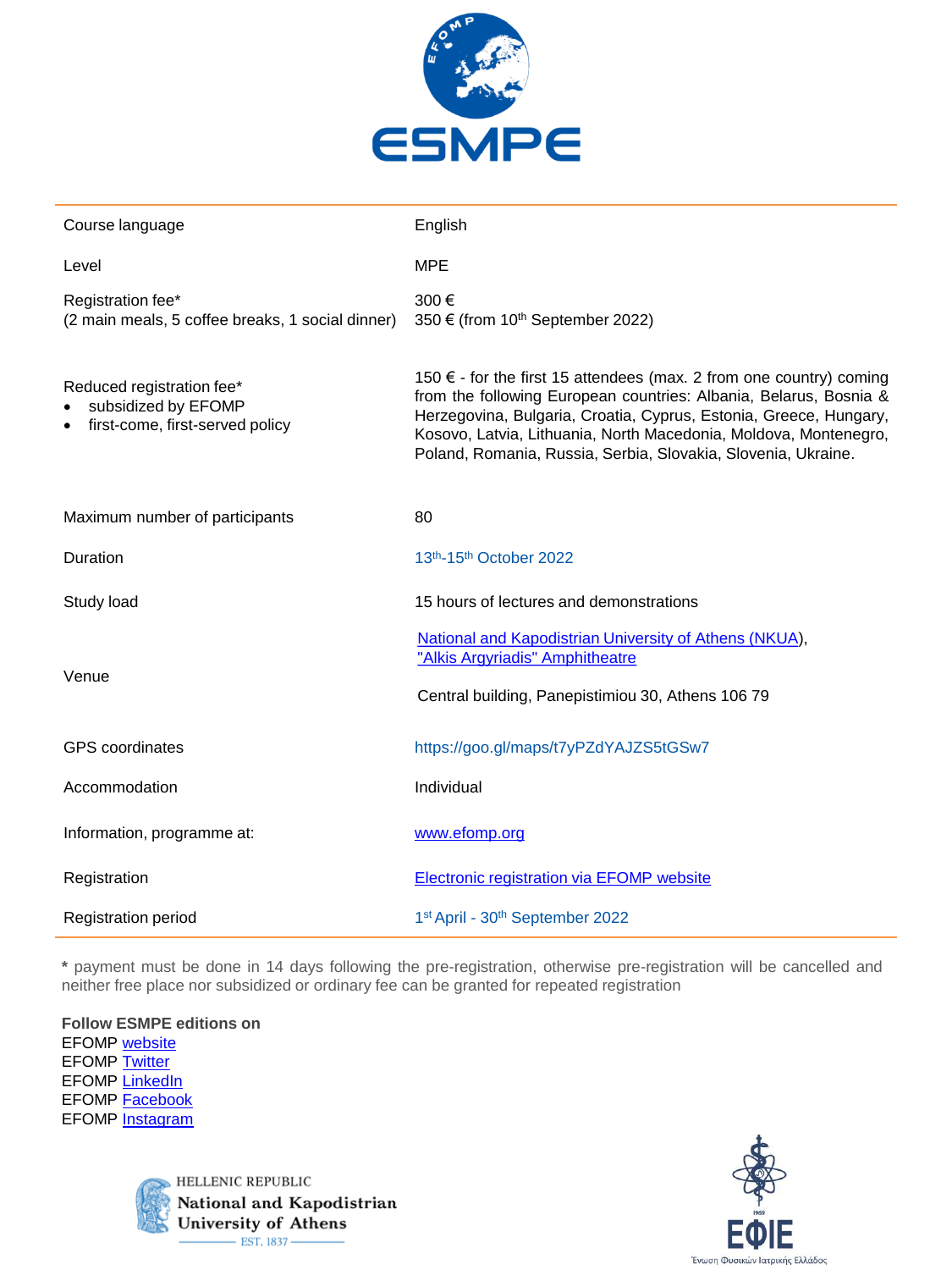ESMPE

| | |
|---|---|
| Course language | English |
| Level | MPE |
| Registration fee* (2 main meals, 5 coffee breaks, 1 social dinner) | 300 € <br> 350 € (from 10th September 2022) |
| Reduced registration fee* <br> • subsidized by EFOMP <br> • first-come, first-served policy | 150 € - for the first 15 attendees (max. 2 from one country) coming from the following European countries: Albania, Belarus, Bosnia & Herzegovina, Bulgaria, Croatia, Cyprus, Estonia, Greece, Hungary, Kosovo, Latvia, Lithuania, North Macedonia, Moldova, Montenegro, Poland, Romania, Russia, Serbia, Slovakia, Slovenia, Ukraine. |
| Maximum number of participants | 80 |
| Duration | 13th-15th October 2022 |
| Study load | 15 hours of lectures and demonstrations |
| Venue | National and Kapodistrian University of Athens (NKUA), "Alkis Argyriadis" Amphitheatre <br> Central building, Panepistimiou 30, Athens 106 79 |
| GPS coordinates | https://goo.gl/maps/t7yPZdYAJZS5tGSw7 |
| Accommodation | Individual |
| Information, programme at: | www.efomp.org |
| Registration | Electronic registration via EFOMP website |
| Registration period | 1st April - 30th September 2022 |

**\*** payment must be done in 14 days following the pre-registration, otherwise pre-registration will be cancelled and neither free place nor subsidized or ordinary fee can be granted for repeated registration

**Follow ESMPE editions on**
EFOMP website
EFOMP Twitter
EFOMP LinkedIn
EFOMP Facebook
EFOMP Instagram

HELLENIC REPUBLIC
National and Kapodistrian University of Athens
EST. 1837

ΕΦΙΕ
Ένωση Φυσικών Ιατρικής Ελλάδος